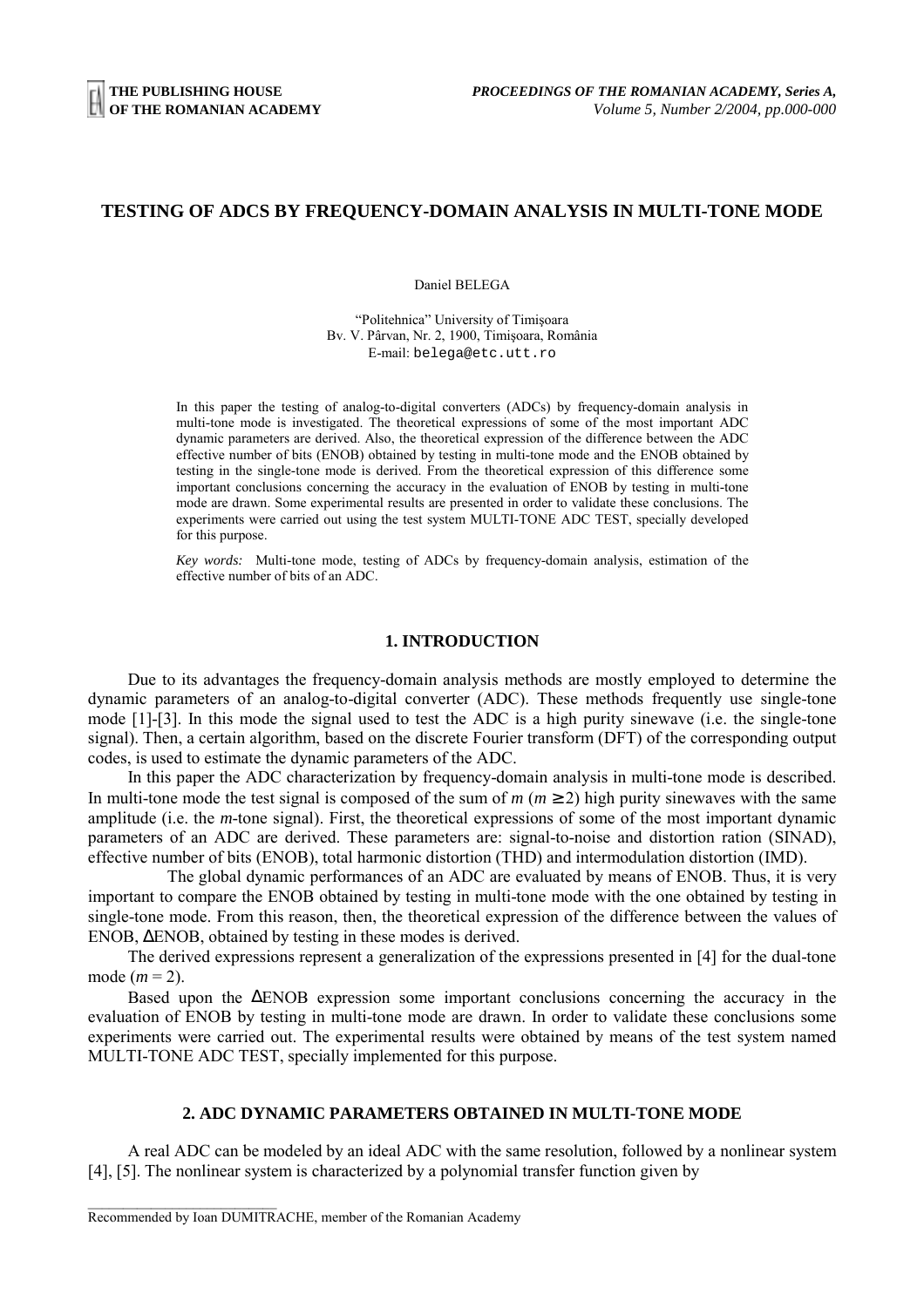# TESTING OF ADCS BY FREQUENCY-DOMAIN ANALYSIS IN MULTI-TONE MODE

Daniel BELEGA

"Politehnica" University of Timişoara
Bv. V. Pârvan, Nr. 2, 1900, Timişoara, România
E-mail: belega@etc.utt.ro

In this paper the testing of analog-to-digital converters (ADCs) by frequency-domain analysis in multi-tone mode is investigated. The theoretical expressions of some of the most important ADC dynamic parameters are derived. Also, the theoretical expression of the difference between the ADC effective number of bits (ENOB) obtained by testing in multi-tone mode and the ENOB obtained by testing in the single-tone mode is derived. From the theoretical expression of this difference some important conclusions concerning the accuracy in the evaluation of ENOB by testing in multi-tone mode are drawn. Some experimental results are presented in order to validate these conclusions. The experiments were carried out using the test system MULTI-TONE ADC TEST, specially developed for this purpose.

*Key words:* Multi-tone mode, testing of ADCs by frequency-domain analysis, estimation of the effective number of bits of an ADC.

## 1. INTRODUCTION

Due to its advantages the frequency-domain analysis methods are mostly employed to determine the dynamic parameters of an analog-to-digital converter (ADC). These methods frequently use single-tone mode [1]-[3]. In this mode the signal used to test the ADC is a high purity sinewave (i.e. the single-tone signal). Then, a certain algorithm, based on the discrete Fourier transform (DFT) of the corresponding output codes, is used to estimate the dynamic parameters of the ADC.

In this paper the ADC characterization by frequency-domain analysis in multi-tone mode is described. In multi-tone mode the test signal is composed of the sum of $m$ ($m \geq 2$) high purity sinewaves with the same amplitude (i.e. the $m$-tone signal). First, the theoretical expressions of some of the most important dynamic parameters of an ADC are derived. These parameters are: signal-to-noise and distortion ration (SINAD), effective number of bits (ENOB), total harmonic distortion (THD) and intermodulation distortion (IMD).

The global dynamic performances of an ADC are evaluated by means of ENOB. Thus, it is very important to compare the ENOB obtained by testing in multi-tone mode with the one obtained by testing in single-tone mode. From this reason, then, the theoretical expression of the difference between the values of ENOB, $\Delta$ENOB, obtained by testing in these modes is derived.

The derived expressions represent a generalization of the expressions presented in [4] for the dual-tone mode ($m = 2$).

Based upon the $\Delta$ENOB expression some important conclusions concerning the accuracy in the evaluation of ENOB by testing in multi-tone mode are drawn. In order to validate these conclusions some experiments were carried out. The experimental results were obtained by means of the test system named MULTI-TONE ADC TEST, specially implemented for this purpose.

## 2. ADC DYNAMIC PARAMETERS OBTAINED IN MULTI-TONE MODE

A real ADC can be modeled by an ideal ADC with the same resolution, followed by a nonlinear system [4], [5]. The nonlinear system is characterized by a polynomial transfer function given by

Recommended by Ioan DUMITRACHE, member of the Romanian Academy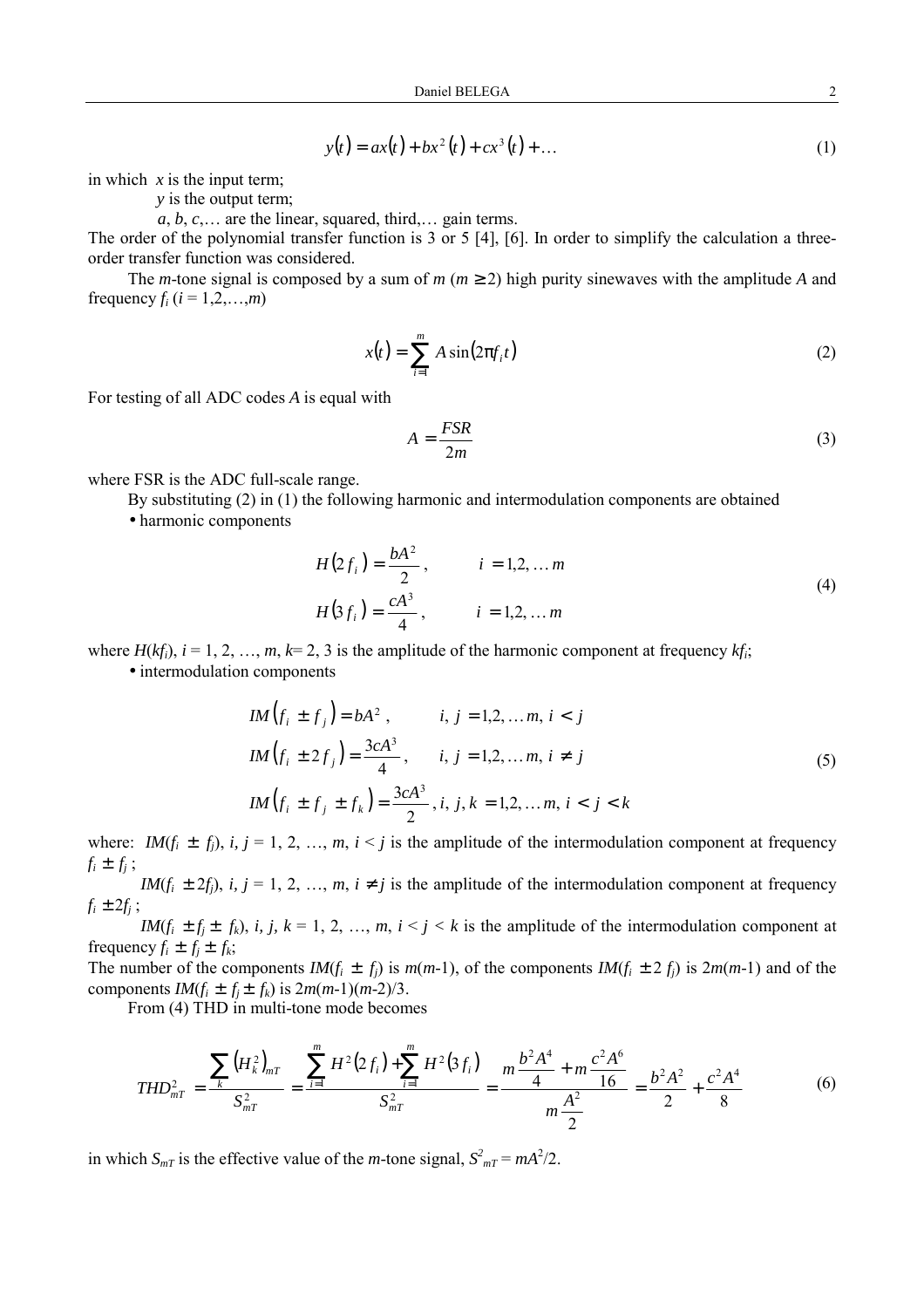$$y(t) = ax(t) + bx^2(t) + cx^3(t) + \ldots \tag{1}$$

in which $x$ is the input term;

$y$ is the output term;

$a, b, c, \ldots$ are the linear, squared, third,… gain terms.

The order of the polynomial transfer function is 3 or 5 [4], [6]. In order to simplify the calculation a three-order transfer function was considered.

The $m$-tone signal is composed by a sum of $m$ ($m \geq 2$) high purity sinewaves with the amplitude $A$ and frequency $f_i$ ($i = 1,2,\ldots,m$)

$$x(t) = \sum_{i=1}^{m} A \sin(2\pi f_i t) \tag{2}$$

For testing of all ADC codes $A$ is equal with

$$A = \frac{FSR}{2m} \tag{3}$$

where FSR is the ADC full-scale range.

By substituting (2) in (1) the following harmonic and intermodulation components are obtained

- harmonic components

$$\begin{aligned} H(2f_i) &= \frac{bA^2}{2}, \qquad i = 1,2,\ldots m \\ H(3f_i) &= \frac{cA^3}{4}, \qquad i = 1,2,\ldots m \end{aligned} \tag{4}$$

where $H(kf_i)$, $i = 1, 2, \ldots, m$, $k = 2, 3$ is the amplitude of the harmonic component at frequency $kf_i$;

- intermodulation components

$$\begin{aligned} IM(f_i \pm f_j) &= bA^2, \qquad i, j = 1,2,\ldots m,\ i < j \\ IM(f_i \pm 2f_j) &= \frac{3cA^3}{4}, \qquad i, j = 1,2,\ldots m,\ i \neq j \\ IM(f_i \pm f_j \pm f_k) &= \frac{3cA^3}{2}, \ i, j, k = 1,2,\ldots m,\ i < j < k \end{aligned} \tag{5}$$

where: $IM(f_i \pm f_j)$, $i, j = 1, 2, \ldots, m$, $i < j$ is the amplitude of the intermodulation component at frequency $f_i \pm f_j$;

$IM(f_i \pm 2f_j)$, $i, j = 1, 2, \ldots, m$, $i \neq j$ is the amplitude of the intermodulation component at frequency $f_i \pm 2f_j$;

$IM(f_i \pm f_j \pm f_k)$, $i, j, k = 1, 2, \ldots, m$, $i < j < k$ is the amplitude of the intermodulation component at frequency $f_i \pm f_j \pm f_k$;

The number of the components $IM(f_i \pm f_j)$ is $m(m-1)$, of the components $IM(f_i \pm 2f_j)$ is $2m(m-1)$ and of the components $IM(f_i \pm f_j \pm f_k)$ is $2m(m-1)(m-2)/3$.

From (4) THD in multi-tone mode becomes

$$THD_{mT}^2 = \frac{\sum_k \left(H_k^2\right)_{mT}}{S_{mT}^2} = \frac{\sum_{i=1}^{m} H^2(2f_i) + \sum_{i=1}^{m} H^2(3f_i)}{S_{mT}^2} = \frac{m\frac{b^2A^4}{4} + m\frac{c^2A^6}{16}}{m\frac{A^2}{2}} = \frac{b^2A^2}{2} + \frac{c^2A^4}{8} \tag{6}$$

in which $S_{mT}$ is the effective value of the $m$-tone signal, $S_{mT}^2 = mA^2/2$.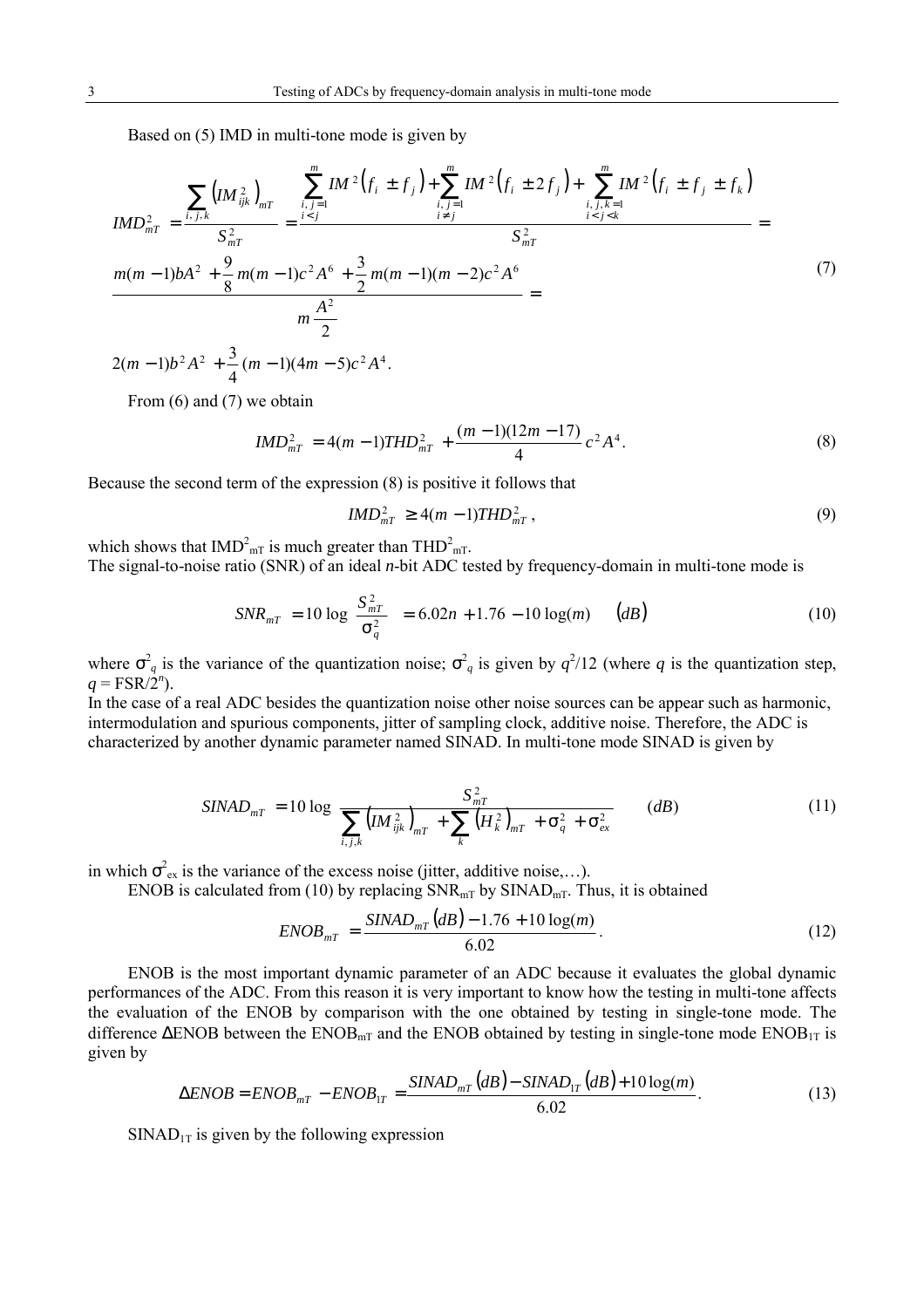Based on (5) IMD in multi-tone mode is given by

$$IMD_{mT}^2 = \frac{\sum_{i,j,k} \left(IM_{ijk}^2\right)_{mT}}{S_{mT}^2} = \frac{\sum_{\substack{i,j=1 \\ i<j}}^{m} IM^2\left(f_i \pm f_j\right) + \sum_{\substack{i,j=1 \\ i \neq j}}^{m} IM^2\left(f_i \pm 2f_j\right) + \sum_{\substack{i,j,k=1 \\ i<j<k}}^{m} IM^2\left(f_i \pm f_j \pm f_k\right)}{S_{mT}^2} =$$

$$\frac{m(m-1)bA^2 + \frac{9}{8}m(m-1)c^2A^6 + \frac{3}{2}m(m-1)(m-2)c^2A^6}{m\frac{A^2}{2}} = \tag{7}$$

$$2(m-1)b^2A^2 + \frac{3}{4}(m-1)(4m-5)c^2A^4.$$

From (6) and (7) we obtain

$$IMD_{mT}^2 = 4(m-1)THD_{mT}^2 + \frac{(m-1)(12m-17)}{4}c^2A^4. \tag{8}$$

Because the second term of the expression (8) is positive it follows that

$$IMD_{mT}^2 \geq 4(m-1)THD_{mT}^2, \tag{9}$$

which shows that $IMD^2_{mT}$ is much greater than $THD^2_{mT}$.
The signal-to-noise ratio (SNR) of an ideal *n*-bit ADC tested by frequency-domain in multi-tone mode is

$$SNR_{mT} = 10\log\left(\frac{S_{mT}^2}{\sigma_q^2}\right) = 6.02n + 1.76 - 10\log(m) \quad (dB) \tag{10}$$

where $\sigma^2_q$ is the variance of the quantization noise; $\sigma^2_q$ is given by $q^2/12$ (where $q$ is the quantization step, $q = FSR/2^n$).
In the case of a real ADC besides the quantization noise other noise sources can be appear such as harmonic, intermodulation and spurious components, jitter of sampling clock, additive noise. Therefore, the ADC is characterized by another dynamic parameter named SINAD. In multi-tone mode SINAD is given by

$$SINAD_{mT} = 10\log\left(\frac{S_{mT}^2}{\sum_{i,j,k}\left(IM_{ijk}^2\right)_{mT} + \sum_k \left(H_k^2\right)_{mT} + \sigma_q^2 + \sigma_{ex}^2}\right) \quad (dB) \tag{11}$$

in which $\sigma^2_{ex}$ is the variance of the excess noise (jitter, additive noise,…).

ENOB is calculated from (10) by replacing $SNR_{mT}$ by $SINAD_{mT}$. Thus, it is obtained

$$ENOB_{mT} = \frac{SINAD_{mT}(dB) - 1.76 + 10\log(m)}{6.02}. \tag{12}$$

ENOB is the most important dynamic parameter of an ADC because it evaluates the global dynamic performances of the ADC. From this reason it is very important to know how the testing in multi-tone affects the evaluation of the ENOB by comparison with the one obtained by testing in single-tone mode. The difference $\Delta$ENOB between the $ENOB_{mT}$ and the ENOB obtained by testing in single-tone mode $ENOB_{1T}$ is given by

$$\Delta ENOB = ENOB_{mT} - ENOB_{1T} = \frac{SINAD_{mT}(dB) - SINAD_{1T}(dB) + 10\log(m)}{6.02}. \tag{13}$$

$SINAD_{1T}$ is given by the following expression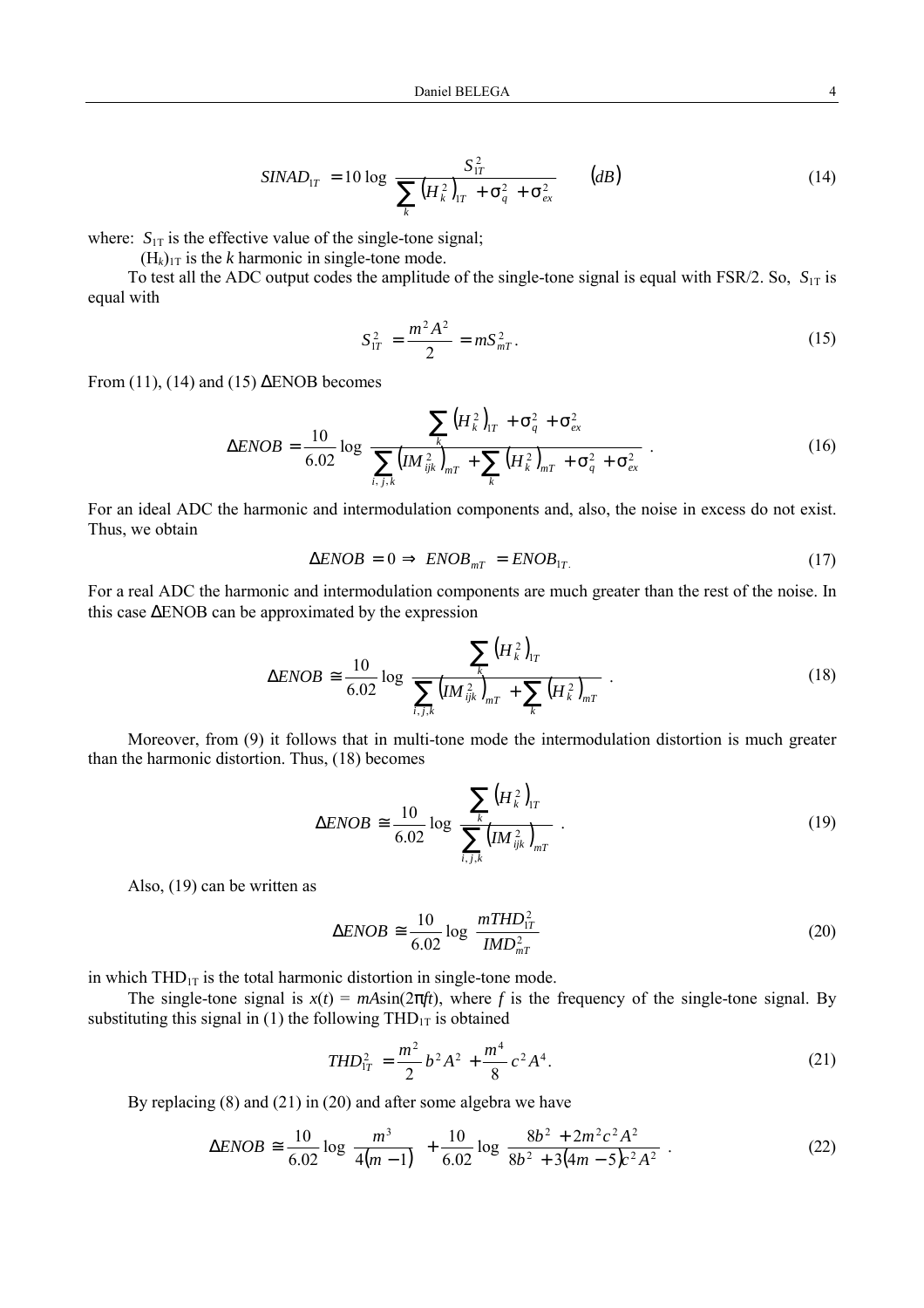$$SINAD_{1T} = 10\log\left(\frac{S_{1T}^2}{\sum_k \left(H_k^2\right)_{1T} + \sigma_q^2 + \sigma_{ex}^2}\right) \quad (dB) \tag{14}$$

where: $S_{1T}$ is the effective value of the single-tone signal;

$(H_k)_{1T}$ is the $k$ harmonic in single-tone mode.

To test all the ADC output codes the amplitude of the single-tone signal is equal with FSR/2. So, $S_{1T}$ is equal with

$$S_{1T}^2 = \frac{m^2A^2}{2} = mS_{mT}^2. \tag{15}$$

From (11), (14) and (15) ΔENOB becomes

$$\Delta ENOB = \frac{10}{6.02}\log\left(\frac{\sum_k \left(H_k^2\right)_{1T} + \sigma_q^2 + \sigma_{ex}^2}{\sum_{i,j,k}\left(IM_{ijk}^2\right)_{mT} + \sum_k \left(H_k^2\right)_{mT} + \sigma_q^2 + \sigma_{ex}^2}\right). \tag{16}$$

For an ideal ADC the harmonic and intermodulation components and, also, the noise in excess do not exist. Thus, we obtain

$$\Delta ENOB = 0 \Rightarrow ENOB_{mT} = ENOB_{1T.} \tag{17}$$

For a real ADC the harmonic and intermodulation components are much greater than the rest of the noise. In this case ΔENOB can be approximated by the expression

$$\Delta ENOB \cong \frac{10}{6.02}\log\left(\frac{\sum_k \left(H_k^2\right)_{1T}}{\sum_{i,j,k}\left(IM_{ijk}^2\right)_{mT} + \sum_k \left(H_k^2\right)_{mT}}\right). \tag{18}$$

Moreover, from (9) it follows that in multi-tone mode the intermodulation distortion is much greater than the harmonic distortion. Thus, (18) becomes

$$\Delta ENOB \cong \frac{10}{6.02}\log\left(\frac{\sum_k \left(H_k^2\right)_{1T}}{\sum_{i,j,k}\left(IM_{ijk}^2\right)_{mT}}\right). \tag{19}$$

Also, (19) can be written as

$$\Delta ENOB \cong \frac{10}{6.02}\log\left(\frac{mTHD_{1T}^2}{IMD_{mT}^2}\right) \tag{20}$$

in which $THD_{1T}$ is the total harmonic distortion in single-tone mode.

The single-tone signal is $x(t) = mA\sin(2\pi ft)$, where $f$ is the frequency of the single-tone signal. By substituting this signal in (1) the following $THD_{1T}$ is obtained

$$THD_{1T}^2 = \frac{m^2}{2}b^2A^2 + \frac{m^4}{8}c^2A^4. \tag{21}$$

By replacing (8) and (21) in (20) and after some algebra we have

$$\Delta ENOB \cong \frac{10}{6.02}\log\left(\frac{m^3}{4(m-1)}\right) + \frac{10}{6.02}\log\left(\frac{8b^2 + 2m^2c^2A^2}{8b^2 + 3(4m-5)c^2A^2}\right). \tag{22}$$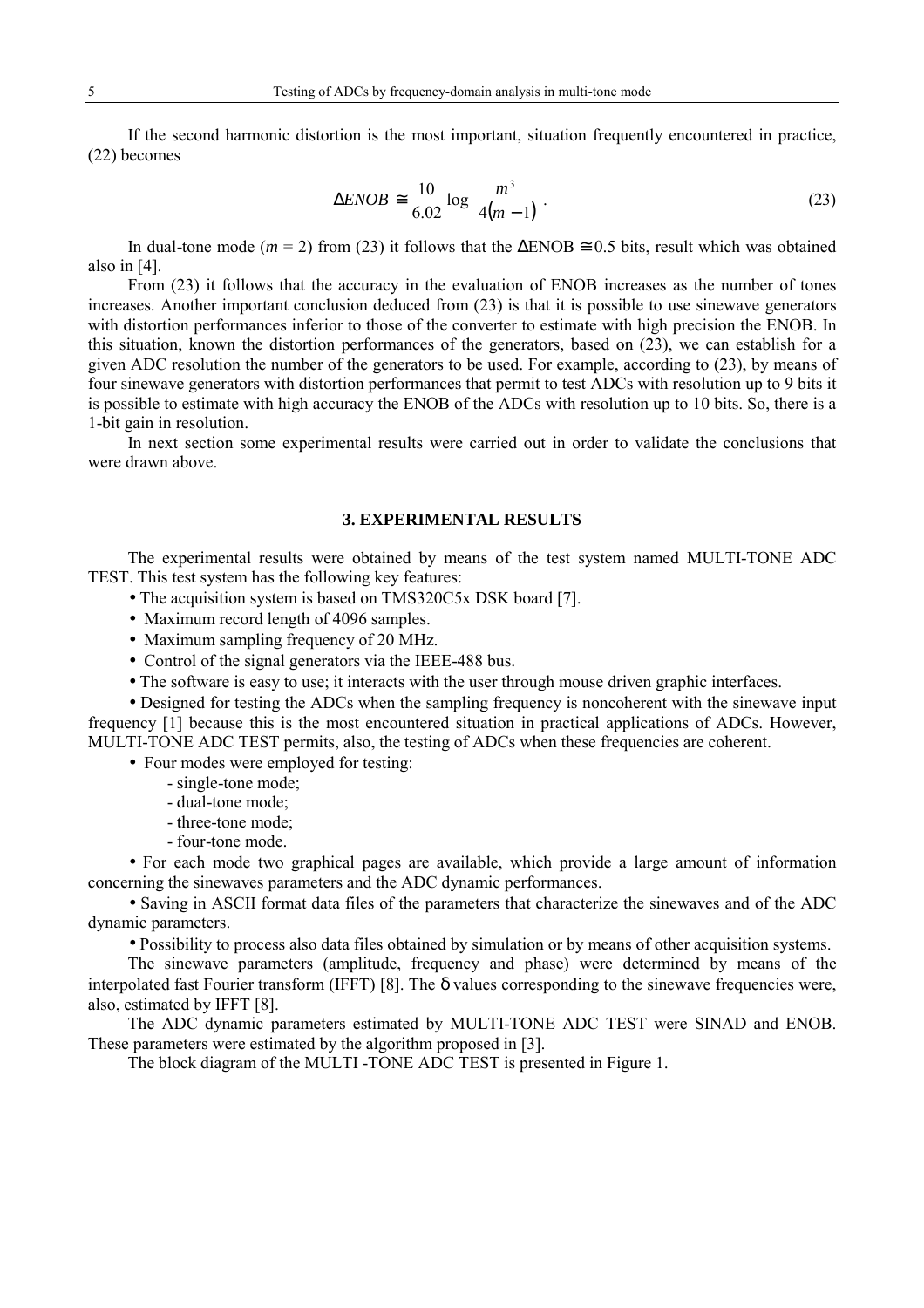If the second harmonic distortion is the most important, situation frequently encountered in practice, (22) becomes

$$\Delta ENOB \cong \frac{10}{6.02}\log\frac{m^3}{4(m-1)}\ . \tag{23}$$

In dual-tone mode ($m = 2$) from (23) it follows that the $\Delta$ENOB $\cong$ 0.5 bits, result which was obtained also in [4].

From (23) it follows that the accuracy in the evaluation of ENOB increases as the number of tones increases. Another important conclusion deduced from (23) is that it is possible to use sinewave generators with distortion performances inferior to those of the converter to estimate with high precision the ENOB. In this situation, known the distortion performances of the generators, based on (23), we can establish for a given ADC resolution the number of the generators to be used. For example, according to (23), by means of four sinewave generators with distortion performances that permit to test ADCs with resolution up to 9 bits it is possible to estimate with high accuracy the ENOB of the ADCs with resolution up to 10 bits. So, there is a 1-bit gain in resolution.

In next section some experimental results were carried out in order to validate the conclusions that were drawn above.

## 3. EXPERIMENTAL RESULTS

The experimental results were obtained by means of the test system named MULTI-TONE ADC TEST. This test system has the following key features:

- The acquisition system is based on TMS320C5x DSK board [7].
- Maximum record length of 4096 samples.
- Maximum sampling frequency of 20 MHz.
- Control of the signal generators via the IEEE-488 bus.
- The software is easy to use; it interacts with the user through mouse driven graphic interfaces.
- Designed for testing the ADCs when the sampling frequency is noncoherent with the sinewave input frequency [1] because this is the most encountered situation in practical applications of ADCs. However, MULTI-TONE ADC TEST permits, also, the testing of ADCs when these frequencies are coherent.
- Four modes were employed for testing:
  - single-tone mode;
  - dual-tone mode;
  - three-tone mode;
  - four-tone mode.
- For each mode two graphical pages are available, which provide a large amount of information concerning the sinewaves parameters and the ADC dynamic performances.
- Saving in ASCII format data files of the parameters that characterize the sinewaves and of the ADC dynamic parameters.
- Possibility to process also data files obtained by simulation or by means of other acquisition systems.

The sinewave parameters (amplitude, frequency and phase) were determined by means of the interpolated fast Fourier transform (IFFT) [8]. The $\delta$ values corresponding to the sinewave frequencies were, also, estimated by IFFT [8].

The ADC dynamic parameters estimated by MULTI-TONE ADC TEST were SINAD and ENOB. These parameters were estimated by the algorithm proposed in [3].

The block diagram of the MULTI -TONE ADC TEST is presented in Figure 1.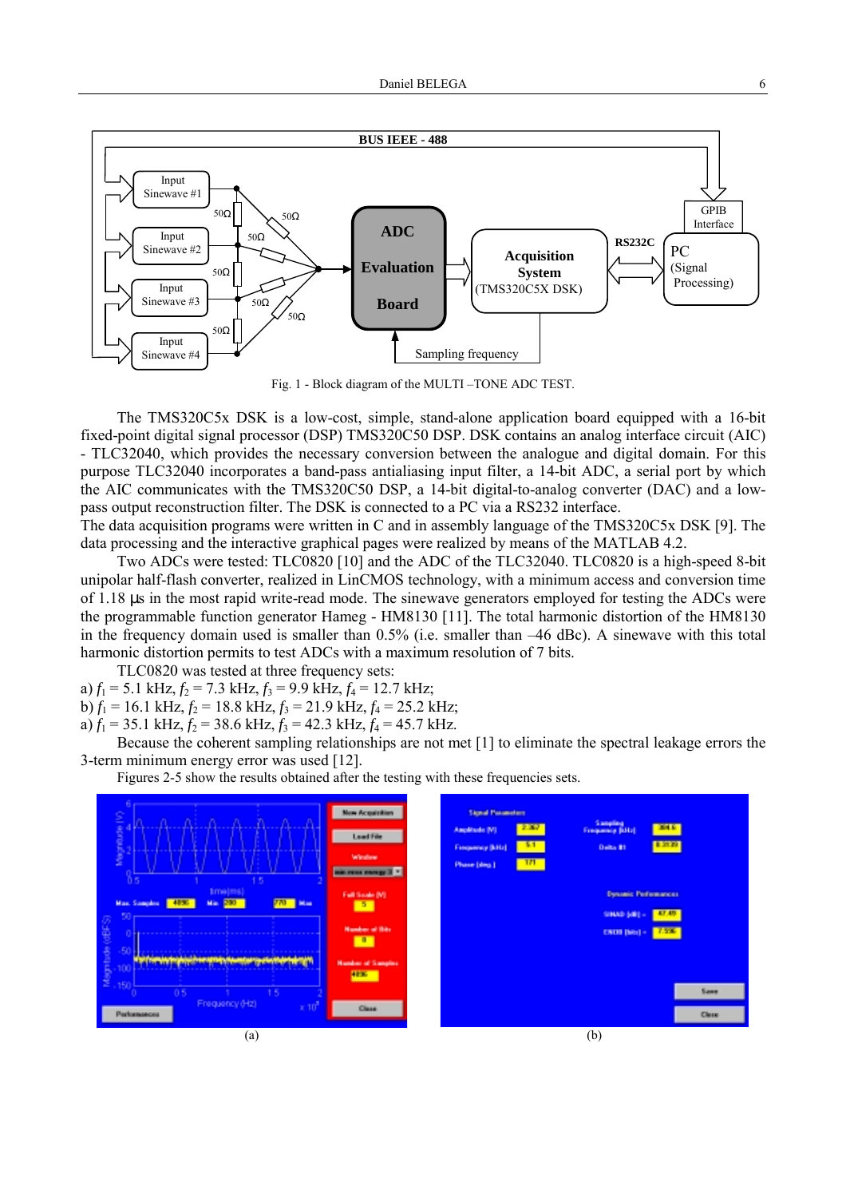BUS IEEE - 488

Input Sinewave #1

Input Sinewave #2

Input Sinewave #3

Input Sinewave #4

50Ω

ADC Evaluation Board

Acquisition System (TMS320C5X DSK)

RS232C

GPIB Interface

PC (Signal Processing)

Sampling frequency

Fig. 1 - Block diagram of the MULTI –TONE ADC TEST.

The TMS320C5x DSK is a low-cost, simple, stand-alone application board equipped with a 16-bit fixed-point digital signal processor (DSP) TMS320C50 DSP. DSK contains an analog interface circuit (AIC) - TLC32040, which provides the necessary conversion between the analogue and digital domain. For this purpose TLC32040 incorporates a band-pass antialiasing input filter, a 14-bit ADC, a serial port by which the AIC communicates with the TMS320C50 DSP, a 14-bit digital-to-analog converter (DAC) and a low-pass output reconstruction filter. The DSK is connected to a PC via a RS232 interface.
The data acquisition programs were written in C and in assembly language of the TMS320C5x DSK [9]. The data processing and the interactive graphical pages were realized by means of the MATLAB 4.2.

Two ADCs were tested: TLC0820 [10] and the ADC of the TLC32040. TLC0820 is a high-speed 8-bit unipolar half-flash converter, realized in LinCMOS technology, with a minimum access and conversion time of 1.18 μs in the most rapid write-read mode. The sinewave generators employed for testing the ADCs were the programmable function generator Hameg - HM8130 [11]. The total harmonic distortion of the HM8130 in the frequency domain used is smaller than 0.5% (i.e. smaller than –46 dBc). A sinewave with this total harmonic distortion permits to test ADCs with a maximum resolution of 7 bits.

TLC0820 was tested at three frequency sets:

a) $f_1$ = 5.1 kHz, $f_2$ = 7.3 kHz, $f_3$ = 9.9 kHz, $f_4$ = 12.7 kHz;
b) $f_1$ = 16.1 kHz, $f_2$ = 18.8 kHz, $f_3$ = 21.9 kHz, $f_4$ = 25.2 kHz;
a) $f_1$ = 35.1 kHz, $f_2$ = 38.6 kHz, $f_3$ = 42.3 kHz, $f_4$ = 45.7 kHz.

Because the coherent sampling relationships are not met [1] to eliminate the spectral leakage errors the 3-term minimum energy error was used [12].

Figures 2-5 show the results obtained after the testing with these frequencies sets.

(a)

(b)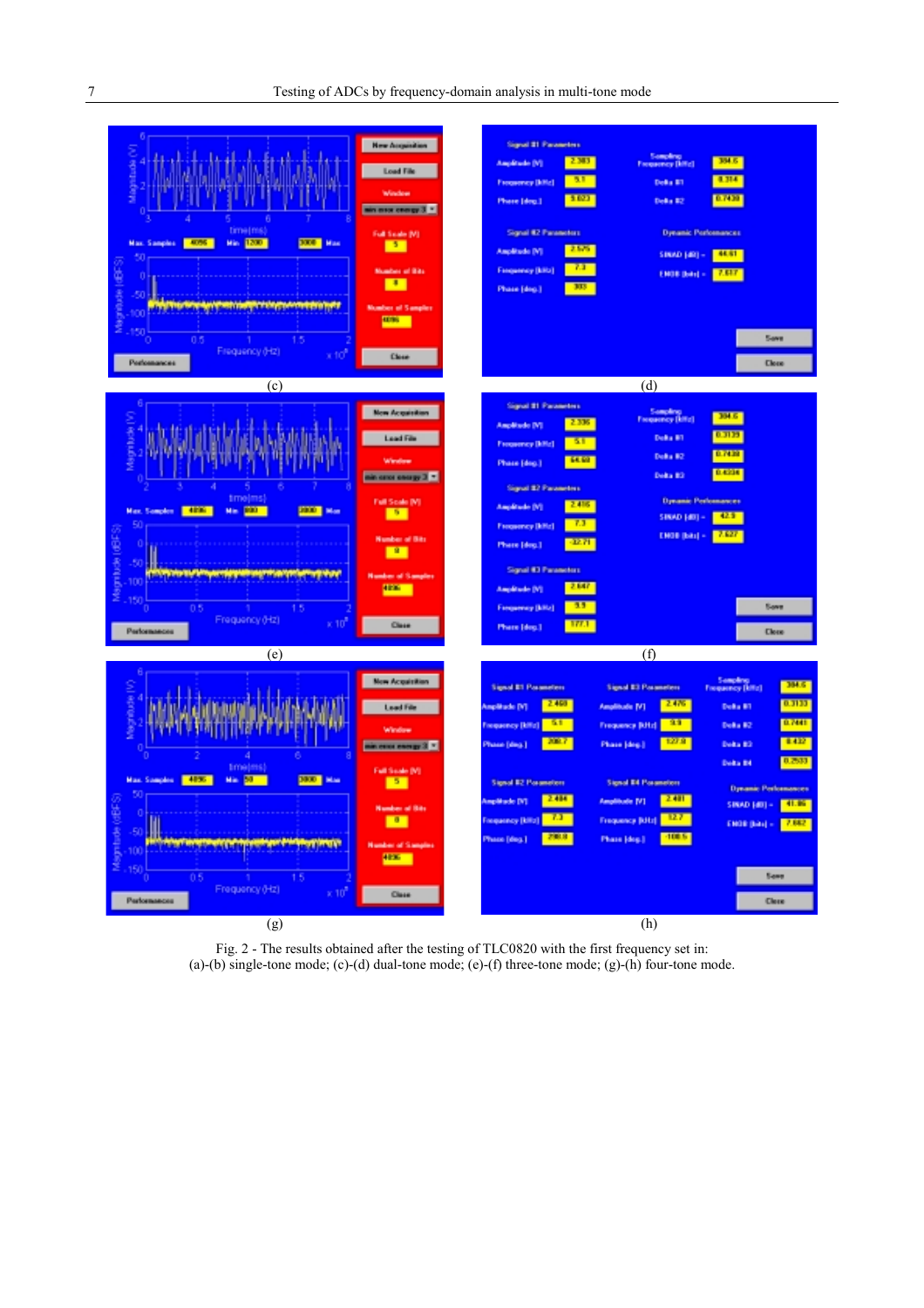(c)

(d)

(e)

(f)

(g)

(h)

Fig. 2 - The results obtained after the testing of TLC0820 with the first frequency set in: (a)-(b) single-tone mode; (c)-(d) dual-tone mode; (e)-(f) three-tone mode; (g)-(h) four-tone mode.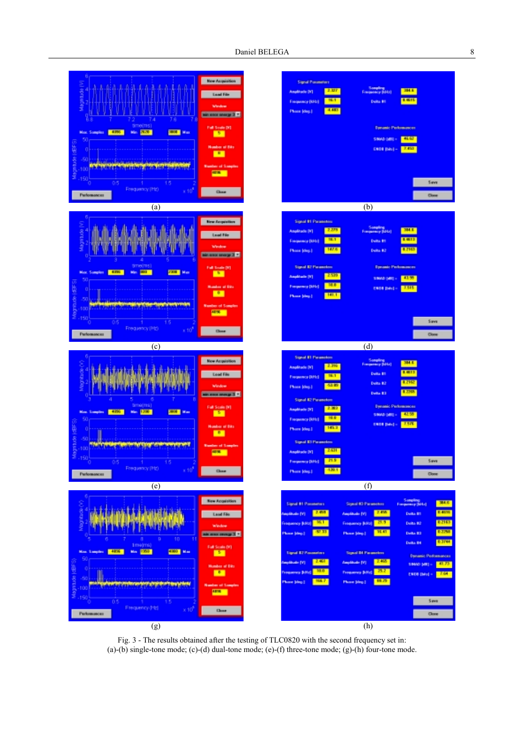(a)

(b)

(c)

(d)

(e)

(f)

(g)

(h)

Fig. 3 - The results obtained after the testing of TLC0820 with the second frequency set in: (a)-(b) single-tone mode; (c)-(d) dual-tone mode; (e)-(f) three-tone mode; (g)-(h) four-tone mode.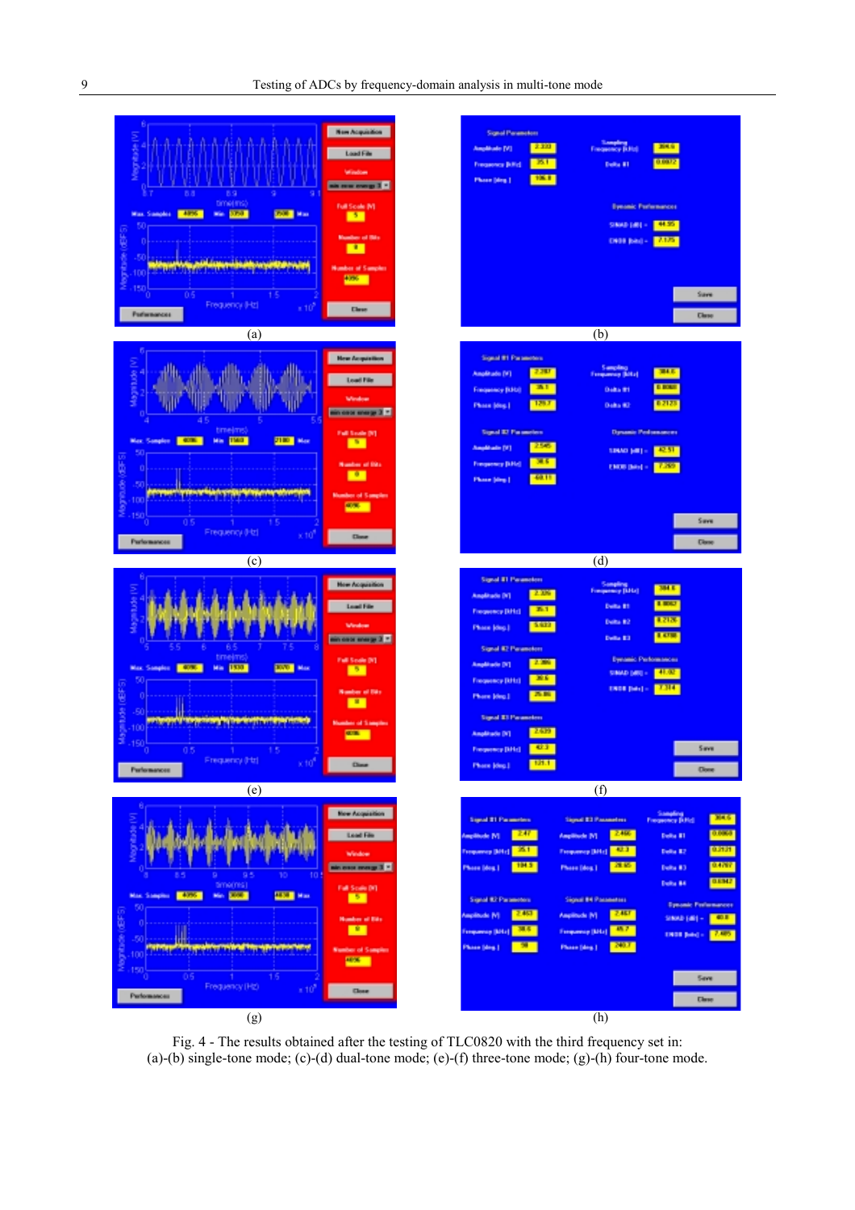Fig. 4 - The results obtained after the testing of TLC0820 with the third frequency set in: (a)-(b) single-tone mode; (c)-(d) dual-tone mode; (e)-(f) three-tone mode; (g)-(h) four-tone mode.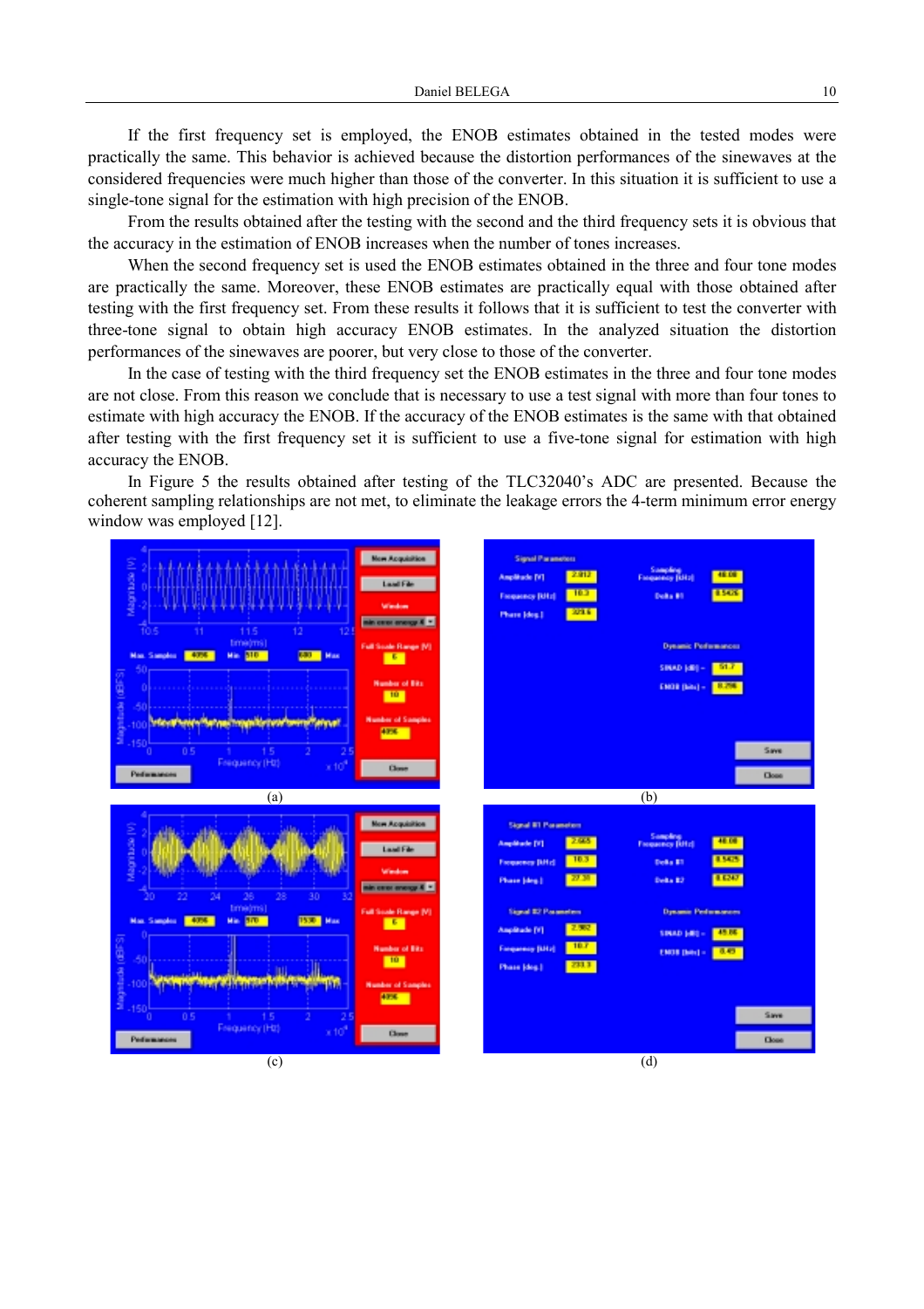If the first frequency set is employed, the ENOB estimates obtained in the tested modes were practically the same. This behavior is achieved because the distortion performances of the sinewaves at the considered frequencies were much higher than those of the converter. In this situation it is sufficient to use a single-tone signal for the estimation with high precision of the ENOB.

From the results obtained after the testing with the second and the third frequency sets it is obvious that the accuracy in the estimation of ENOB increases when the number of tones increases.

When the second frequency set is used the ENOB estimates obtained in the three and four tone modes are practically the same. Moreover, these ENOB estimates are practically equal with those obtained after testing with the first frequency set. From these results it follows that it is sufficient to test the converter with three-tone signal to obtain high accuracy ENOB estimates. In the analyzed situation the distortion performances of the sinewaves are poorer, but very close to those of the converter.

In the case of testing with the third frequency set the ENOB estimates in the three and four tone modes are not close. From this reason we conclude that is necessary to use a test signal with more than four tones to estimate with high accuracy the ENOB. If the accuracy of the ENOB estimates is the same with that obtained after testing with the first frequency set it is sufficient to use a five-tone signal for estimation with high accuracy the ENOB.

In Figure 5 the results obtained after testing of the TLC32040's ADC are presented. Because the coherent sampling relationships are not met, to eliminate the leakage errors the 4-term minimum error energy window was employed [12].

(a)

(b)

(c)

(d)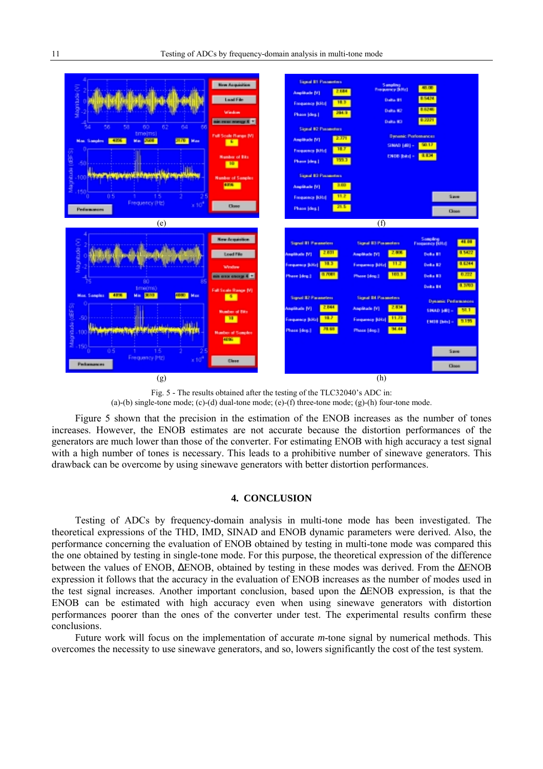(e)

(f)

(g)

(h)

Fig. 5 - The results obtained after the testing of the TLC32040's ADC in:
(a)-(b) single-tone mode; (c)-(d) dual-tone mode; (e)-(f) three-tone mode; (g)-(h) four-tone mode.

Figure 5 shown that the precision in the estimation of the ENOB increases as the number of tones increases. However, the ENOB estimates are not accurate because the distortion performances of the generators are much lower than those of the converter. For estimating ENOB with high accuracy a test signal with a high number of tones is necessary. This leads to a prohibitive number of sinewave generators. This drawback can be overcome by using sinewave generators with better distortion performances.

## 4. CONCLUSION

Testing of ADCs by frequency-domain analysis in multi-tone mode has been investigated. The theoretical expressions of the THD, IMD, SINAD and ENOB dynamic parameters were derived. Also, the performance concerning the evaluation of ENOB obtained by testing in multi-tone mode was compared this the one obtained by testing in single-tone mode. For this purpose, the theoretical expression of the difference between the values of ENOB, ΔENOB, obtained by testing in these modes was derived. From the ΔENOB expression it follows that the accuracy in the evaluation of ENOB increases as the number of modes used in the test signal increases. Another important conclusion, based upon the ΔENOB expression, is that the ENOB can be estimated with high accuracy even when using sinewave generators with distortion performances poorer than the ones of the converter under test. The experimental results confirm these conclusions.

Future work will focus on the implementation of accurate *m*-tone signal by numerical methods. This overcomes the necessity to use sinewave generators, and so, lowers significantly the cost of the test system.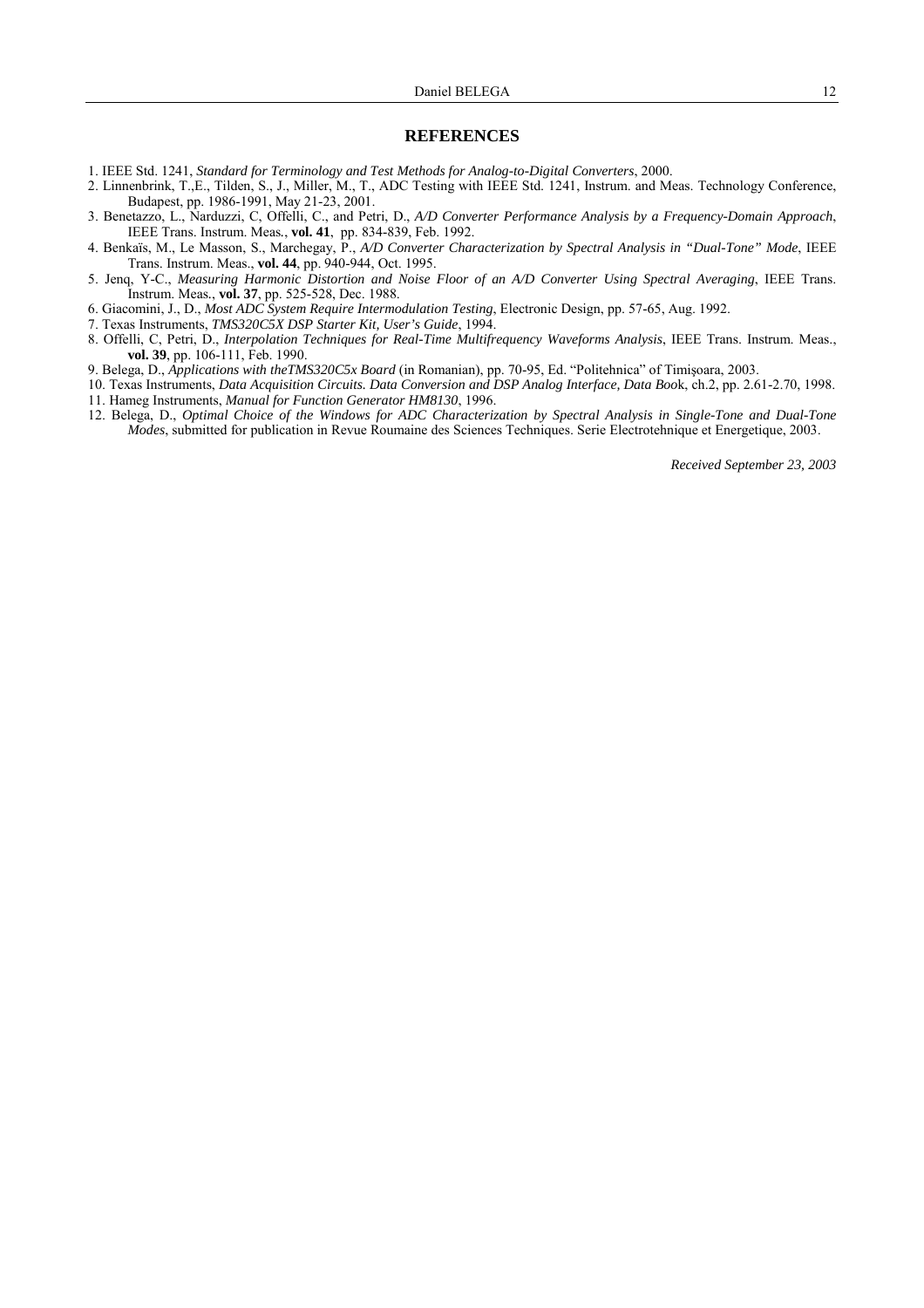## REFERENCES

1. IEEE Std. 1241, *Standard for Terminology and Test Methods for Analog-to-Digital Converters*, 2000.
2. Linnenbrink, T.,E., Tilden, S., J., Miller, M., T., ADC Testing with IEEE Std. 1241, Instrum. and Meas. Technology Conference, Budapest, pp. 1986-1991, May 21-23, 2001.
3. Benetazzo, L., Narduzzi, C, Offelli, C., and Petri, D., *A/D Converter Performance Analysis by a Frequency-Domain Approach*, IEEE Trans. Instrum. Meas., **vol. 41**, pp. 834-839, Feb. 1992.
4. Benkaïs, M., Le Masson, S., Marchegay, P., *A/D Converter Characterization by Spectral Analysis in "Dual-Tone" Mode*, IEEE Trans. Instrum. Meas., **vol. 44**, pp. 940-944, Oct. 1995.
5. Jenq, Y-C., *Measuring Harmonic Distortion and Noise Floor of an A/D Converter Using Spectral Averaging*, IEEE Trans. Instrum. Meas., **vol. 37**, pp. 525-528, Dec. 1988.
6. Giacomini, J., D., *Most ADC System Require Intermodulation Testing*, Electronic Design, pp. 57-65, Aug. 1992.
7. Texas Instruments, *TMS320C5X DSP Starter Kit, User's Guide*, 1994.
8. Offelli, C, Petri, D., *Interpolation Techniques for Real-Time Multifrequency Waveforms Analysis*, IEEE Trans. Instrum. Meas., **vol. 39**, pp. 106-111, Feb. 1990.
9. Belega, D., *Applications with theTMS320C5x Board* (in Romanian), pp. 70-95, Ed. "Politehnica" of Timişoara, 2003.
10. Texas Instruments, *Data Acquisition Circuits. Data Conversion and DSP Analog Interface, Data Boo*k, ch.2, pp. 2.61-2.70, 1998.
11. Hameg Instruments, *Manual for Function Generator HM8130*, 1996.
12. Belega, D., *Optimal Choice of the Windows for ADC Characterization by Spectral Analysis in Single-Tone and Dual-Tone Modes*, submitted for publication in Revue Roumaine des Sciences Techniques. Serie Electrotehnique et Energetique, 2003.

*Received September 23, 2003*